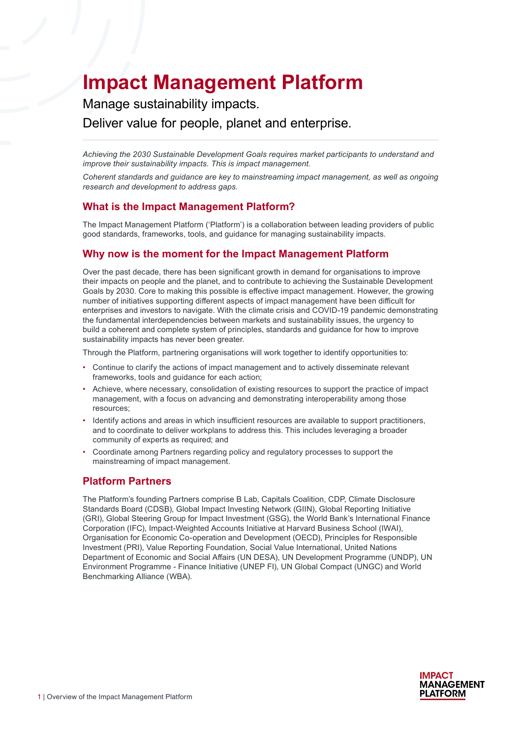# Impact Management Platform

Manage sustainability impacts.

Deliver value for people, planet and enterprise.

*Achieving the 2030 Sustainable Development Goals requires market participants to understand and improve their sustainability impacts. This is impact management.*

*Coherent standards and guidance are key to mainstreaming impact management, as well as ongoing research and development to address gaps.*

## What is the Impact Management Platform?

The Impact Management Platform ('Platform') is a collaboration between leading providers of public good standards, frameworks, tools, and guidance for managing sustainability impacts.

## Why now is the moment for the Impact Management Platform

Over the past decade, there has been significant growth in demand for organisations to improve their impacts on people and the planet, and to contribute to achieving the Sustainable Development Goals by 2030. Core to making this possible is effective impact management. However, the growing number of initiatives supporting different aspects of impact management have been difficult for enterprises and investors to navigate. With the climate crisis and COVID-19 pandemic demonstrating the fundamental interdependencies between markets and sustainability issues, the urgency to build a coherent and complete system of principles, standards and guidance for how to improve sustainability impacts has never been greater.

Through the Platform, partnering organisations will work together to identify opportunities to:

- Continue to clarify the actions of impact management and to actively disseminate relevant frameworks, tools and guidance for each action;
- Achieve, where necessary, consolidation of existing resources to support the practice of impact management, with a focus on advancing and demonstrating interoperability among those resources;
- Identify actions and areas in which insufficient resources are available to support practitioners, and to coordinate to deliver workplans to address this. This includes leveraging a broader community of experts as required; and
- Coordinate among Partners regarding policy and regulatory processes to support the mainstreaming of impact management.

## Platform Partners

The Platform's founding Partners comprise B Lab, Capitals Coalition, CDP, Climate Disclosure Standards Board (CDSB), Global Impact Investing Network (GIIN), Global Reporting Initiative (GRI), Global Steering Group for Impact Investment (GSG), the World Bank's International Finance Corporation (IFC), Impact-Weighted Accounts Initiative at Harvard Business School (IWAI), Organisation for Economic Co-operation and Development (OECD), Principles for Responsible Investment (PRI), Value Reporting Foundation, Social Value International, United Nations Department of Economic and Social Affairs (UN DESA), UN Development Programme (UNDP), UN Environment Programme - Finance Initiative (UNEP FI), UN Global Compact (UNGC) and World Benchmarking Alliance (WBA).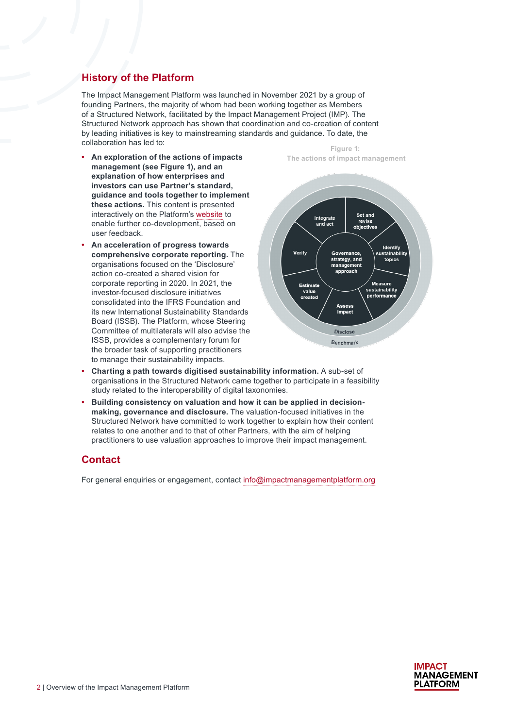## History of the Platform

The Impact Management Platform was launched in November 2021 by a group of founding Partners, the majority of whom had been working together as Members of a Structured Network, facilitated by the Impact Management Project (IMP). The Structured Network approach has shown that coordination and co-creation of content by leading initiatives is key to mainstreaming standards and guidance. To date, the collaboration has led to:

- **An exploration of the actions of impacts management (see Figure 1), and an explanation of how enterprises and investors can use Partner's standard, guidance and tools together to implement these actions.** This content is presented interactively on the Platform's website to enable further co-development, based on user feedback.
- **An acceleration of progress towards comprehensive corporate reporting.** The organisations focused on the 'Disclosure' action co-created a shared vision for corporate reporting in 2020. In 2021, the investor-focused disclosure initiatives consolidated into the IFRS Foundation and its new International Sustainability Standards Board (ISSB). The Platform, whose Steering Committee of multilaterals will also advise the ISSB, provides a complementary forum for the broader task of supporting practitioners to manage their sustainability impacts.
- **Charting a path towards digitised sustainability information.** A sub-set of organisations in the Structured Network came together to participate in a feasibility study related to the interoperability of digital taxonomies.
- **Building consistency on valuation and how it can be applied in decision-making, governance and disclosure.** The valuation-focused initiatives in the Structured Network have committed to work together to explain how their content relates to one another and to that of other Partners, with the aim of helping practitioners to use valuation approaches to improve their impact management.

Figure 1:
The actions of impact management

Integrate and act
Set and revise objectives
Identify sustainability topics
Measure sustainability performance
Assess impact
Estimate value created
Verify
Governance, strategy, and management approach
Disclose
Benchmark

## Contact

For general enquiries or engagement, contact info@impactmanagementplatform.org